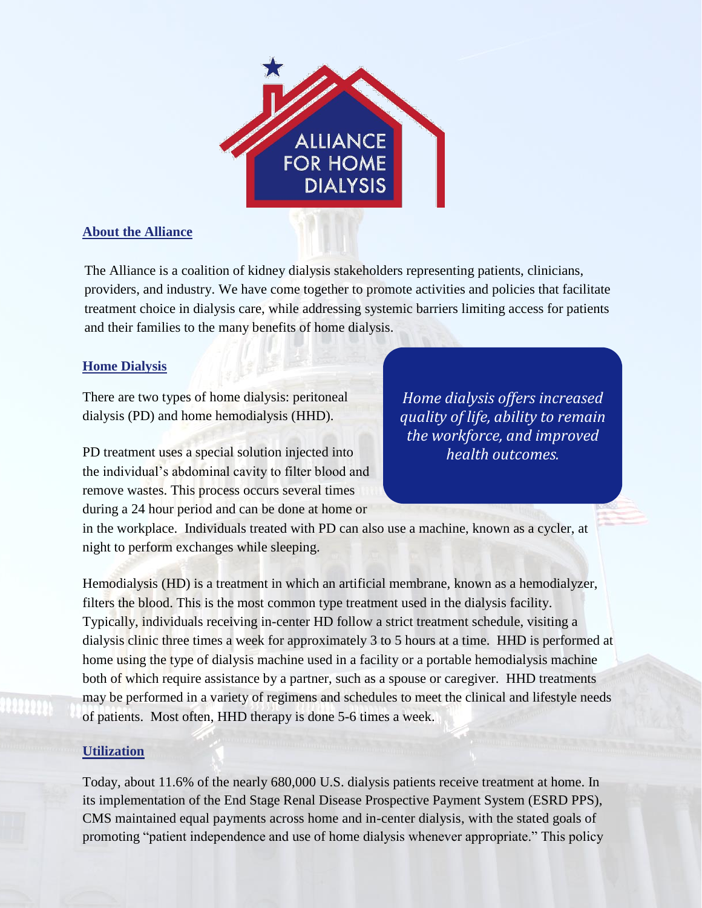# ALLIANCE FOR HOME DIALYSIS

## About the Alliance

The Alliance is a coalition of kidney dialysis stakeholders representing patients, clinicians, providers, and industry. We have come together to promote activities and policies that facilitate treatment choice in dialysis care, while addressing systemic barriers limiting access for patients and their families to the many benefits of home dialysis.

## Home Dialysis

There are two types of home dialysis: peritoneal dialysis (PD) and home hemodialysis (HHD).

> *Home dialysis offers increased quality of life, ability to remain the workforce, and improved health outcomes.*

PD treatment uses a special solution injected into the individual's abdominal cavity to filter blood and remove wastes. This process occurs several times during a 24 hour period and can be done at home or in the workplace. Individuals treated with PD can also use a machine, known as a cycler, at night to perform exchanges while sleeping.

Hemodialysis (HD) is a treatment in which an artificial membrane, known as a hemodialyzer, filters the blood. This is the most common type treatment used in the dialysis facility. Typically, individuals receiving in-center HD follow a strict treatment schedule, visiting a dialysis clinic three times a week for approximately 3 to 5 hours at a time. HHD is performed at home using the type of dialysis machine used in a facility or a portable hemodialysis machine both of which require assistance by a partner, such as a spouse or caregiver. HHD treatments may be performed in a variety of regimens and schedules to meet the clinical and lifestyle needs of patients. Most often, HHD therapy is done 5-6 times a week.

## Utilization

Today, about 11.6% of the nearly 680,000 U.S. dialysis patients receive treatment at home. In its implementation of the End Stage Renal Disease Prospective Payment System (ESRD PPS), CMS maintained equal payments across home and in-center dialysis, with the stated goals of promoting "patient independence and use of home dialysis whenever appropriate." This policy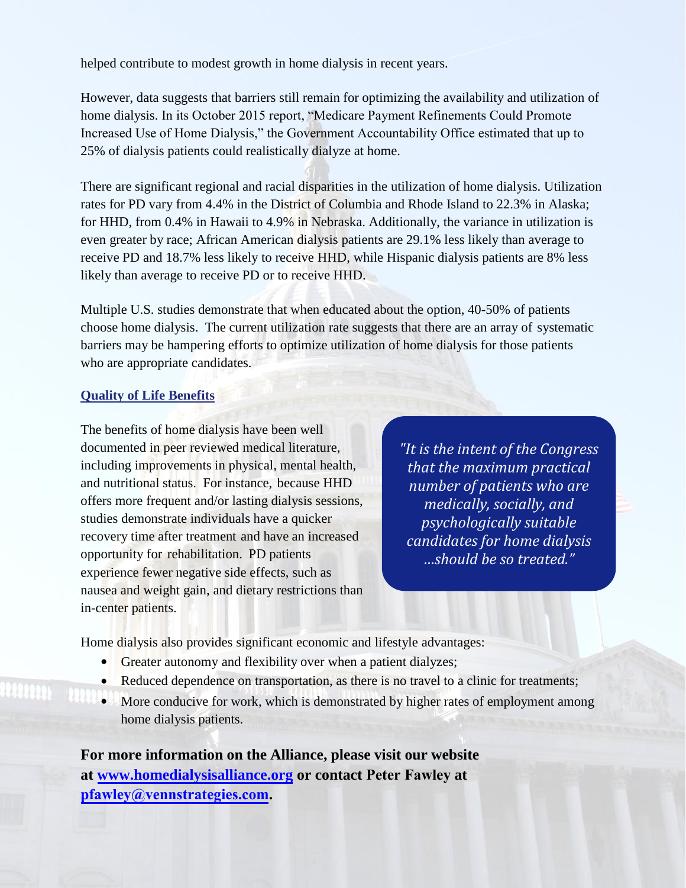helped contribute to modest growth in home dialysis in recent years.

However, data suggests that barriers still remain for optimizing the availability and utilization of home dialysis. In its October 2015 report, "Medicare Payment Refinements Could Promote Increased Use of Home Dialysis," the Government Accountability Office estimated that up to 25% of dialysis patients could realistically dialyze at home.

There are significant regional and racial disparities in the utilization of home dialysis. Utilization rates for PD vary from 4.4% in the District of Columbia and Rhode Island to 22.3% in Alaska; for HHD, from 0.4% in Hawaii to 4.9% in Nebraska. Additionally, the variance in utilization is even greater by race; African American dialysis patients are 29.1% less likely than average to receive PD and 18.7% less likely to receive HHD, while Hispanic dialysis patients are 8% less likely than average to receive PD or to receive HHD.

Multiple U.S. studies demonstrate that when educated about the option, 40-50% of patients choose home dialysis. The current utilization rate suggests that there are an array of systematic barriers may be hampering efforts to optimize utilization of home dialysis for those patients who are appropriate candidates.

## Quality of Life Benefits

The benefits of home dialysis have been well documented in peer reviewed medical literature, including improvements in physical, mental health, and nutritional status. For instance, because HHD offers more frequent and/or lasting dialysis sessions, studies demonstrate individuals have a quicker recovery time after treatment and have an increased opportunity for rehabilitation. PD patients experience fewer negative side effects, such as nausea and weight gain, and dietary restrictions than in-center patients.

> *"It is the intent of the Congress that the maximum practical number of patients who are medically, socially, and psychologically suitable candidates for home dialysis …should be so treated."*

Home dialysis also provides significant economic and lifestyle advantages:

- Greater autonomy and flexibility over when a patient dialyzes;
- Reduced dependence on transportation, as there is no travel to a clinic for treatments;
- More conducive for work, which is demonstrated by higher rates of employment among home dialysis patients.

**For more information on the Alliance, please visit our website at [www.homedialysisalliance.org](http://www.homedialysisalliance.org) or contact Peter Fawley at [pfawley@vennstrategies.com](mailto:pfawley@vennstrategies.com).**